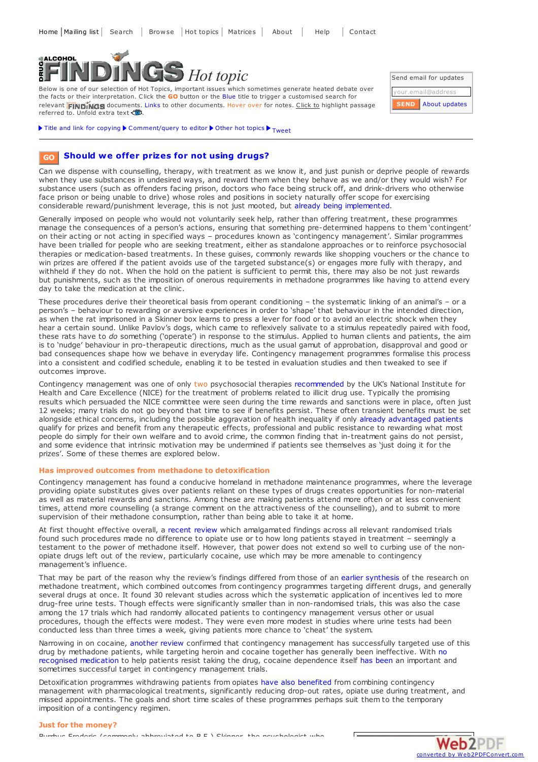Home | Mailing list | Search | Browse | Hot topics | Matrices | About | Help | Contact

DRUG ALCOHOL FINDINGS *Hot topic*

Below is one of our selection of Hot Topics, important issues which sometimes generate heated debate over the facts or their interpretation. Click the GO button or the Blue title to trigger a customised search for relevant FINDINGS documents. Links to other documents. Hover over for notes. Click to highlight passage referred to. Unfold extra text

Send email for updates

your.email@address

SEND About updates

▶ Title and link for copying ▶ Comment/query to editor ▶ Other hot topics ▶ Tweet

# GO Should we offer prizes for not using drugs?

Can we dispense with counselling, therapy, with treatment as we know it, and just punish or deprive people of rewards when they use substances in undesired ways, and reward them when they behave as we and/or they would wish? For substance users (such as offenders facing prison, doctors who face being struck off, and drink-drivers who otherwise face prison or being unable to drive) whose roles and positions in society naturally offer scope for exercising considerable reward/punishment leverage, this is not just mooted, but already being implemented.

Generally imposed on people who would not voluntarily seek help, rather than offering treatment, these programmes manage the consequences of a person's actions, ensuring that something pre-determined happens to them 'contingent' on their acting or not acting in specified ways – procedures known as 'contingency management'. Similar programmes have been trialled for people who are seeking treatment, either as standalone approaches or to reinforce psychosocial therapies or medication-based treatments. In these guises, commonly rewards like shopping vouchers or the chance to win prizes are offered if the patient avoids use of the targeted substance(s) or engages more fully with therapy, and withheld if they do not. When the hold on the patient is sufficient to permit this, there may also be not just rewards but punishments, such as the imposition of onerous requirements in methadone programmes like having to attend every day to take the medication at the clinic.

These procedures derive their theoretical basis from operant conditioning – the systematic linking of an animal's – or a person's – behaviour to rewarding or aversive experiences in order to 'shape' that behaviour in the intended direction, as when the rat imprisoned in a Skinner box learns to press a lever for food or to avoid an electric shock when they hear a certain sound. Unlike Pavlov's dogs, which came to reflexively salivate to a stimulus repeatedly paired with food, these rats have to *do* something ('operate') in response to the stimulus. Applied to human clients and patients, the aim is to 'nudge' behaviour in pro-therapeutic directions, much as the usual gamut of approbation, disapproval and good or bad consequences shape how we behave in everyday life. Contingency management programmes formalise this process into a consistent and codified schedule, enabling it to be tested in evaluation studies and then tweaked to see if outcomes improve.

Contingency management was one of only two psychosocial therapies recommended by the UK's National Institute for Health and Care Excellence (NICE) for the treatment of problems related to illicit drug use. Typically the promising results which persuaded the NICE committee were seen during the time rewards and sanctions were in place, often just 12 weeks; many trials do not go beyond that time to see if benefits persist. These often transient benefits must be set alongside ethical concerns, including the possible aggravation of health inequality if only already advantaged patients qualify for prizes and benefit from any therapeutic effects, professional and public resistance to rewarding what most people do simply for their own welfare and to avoid crime, the common finding that in-treatment gains do not persist, and some evidence that intrinsic motivation may be undermined if patients see themselves as 'just doing it for the prizes'. Some of these themes are explored below.

### Has improved outcomes from methadone to detoxification

Contingency management has found a conducive homeland in methadone maintenance programmes, where the leverage providing opiate substitutes gives over patients reliant on these types of drugs creates opportunities for non-material as well as material rewards and sanctions. Among these are making patients attend more often or at less convenient times, attend more counselling (a strange comment on the attractiveness of the counselling), and to submit to more supervision of their methadone consumption, rather than being able to take it at home.

At first thought effective overall, a recent review which amalgamated findings across all relevant randomised trials found such procedures made no difference to opiate use or to how long patients stayed in treatment – seemingly a testament to the power of methadone itself. However, that power does not extend so well to curbing use of the non-opiate drugs left out of the review, particularly cocaine, use which may be more amenable to contingency management's influence.

That may be part of the reason why the review's findings differed from those of an earlier synthesis of the research on methadone treatment, which combined outcomes from contingency programmes targeting different drugs, and generally several drugs at once. It found 30 relevant studies across which the systematic application of incentives led to more drug-free urine tests. Though effects were significantly smaller than in non-randomised trials, this was also the case among the 17 trials which had randomly allocated patients to contingency management versus other or usual procedures, though the effects were modest. They were even more modest in studies where urine tests had been conducted less than three times a week, giving patients more chance to 'cheat' the system.

Narrowing in on cocaine, another review confirmed that contingency management has successfully targeted use of this drug by methadone patients, while targeting heroin and cocaine together has generally been ineffective. With no recognised medication to help patients resist taking the drug, cocaine dependence itself has been an important and sometimes successful target in contingency management trials.

Detoxification programmes withdrawing patients from opiates have also benefited from combining contingency management with pharmacological treatments, significantly reducing drop-out rates, opiate use during treatment, and missed appointments. The goals and short time scales of these programmes perhaps suit them to the temporary imposition of a contingency regimen.

### Just for the money?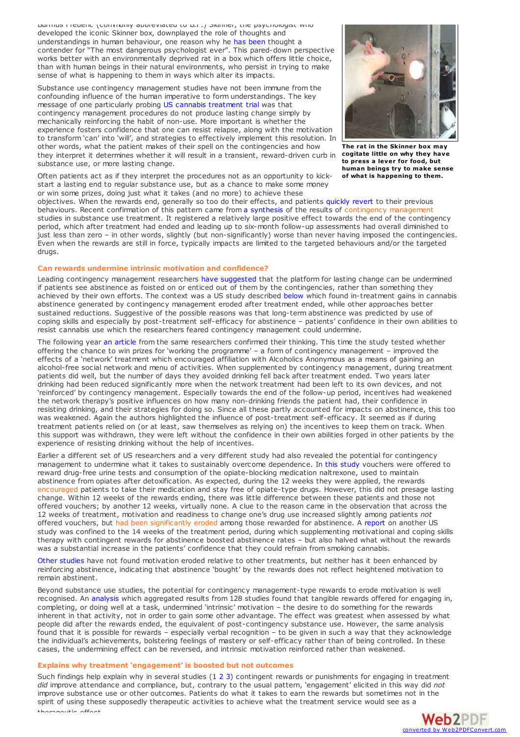Burrhus Frederic (commonly abbreviated to B.F.) Skinner, the psychologist who developed the iconic Skinner box, downplayed the role of thoughts and understandings in human behaviour, one reason why he has been thought a contender for "The most dangerous psychologist ever". This pared-down perspective works better with an environmentally deprived rat in a box which offers little choice, than with human beings in their natural environments, who persist in trying to make sense of what is happening to them in ways which alter its impacts.

**The rat in the Skinner box may cogitate little on why they have to press a lever for food, but human beings try to make sense of what is happening to them.**

Substance use contingency management studies have not been immune from the confounding influence of the human imperative to form understandings. The key message of one particularly probing US cannabis treatment trial was that contingency management procedures do not produce lasting change simply by mechanically reinforcing the habit of non-use. More important is whether the experience fosters confidence that one can resist relapse, along with the motivation to transform 'can' into 'will', and strategies to effectively implement this resolution. In other words, what the patient makes of their spell on the contingencies and how they interpret it determines whether it will result in a transient, reward-driven curb in substance use, or more lasting change.

Often patients act as if they interpret the procedures not as an opportunity to kick-start a lasting end to regular substance use, but as a chance to make some money or win some prizes, doing just what it takes (and no more) to achieve these objectives. When the rewards end, generally so too do their effects, and patients quickly revert to their previous behaviours. Recent confirmation of this pattern came from a synthesis of the results of contingency management studies in substance use treatment. It registered a relatively large positive effect towards the end of the contingency period, which after treatment had ended and leading up to six-month follow-up assessments had overall diminished to just less than zero – in other words, slightly (but non-significantly) worse than never having imposed the contingencies. Even when the rewards are still in force, typically impacts are limited to the targeted behaviours and/or the targeted drugs.

## Can rewards undermine intrinsic motivation and confidence?

Leading contingency management researchers have suggested that the platform for lasting change can be undermined if patients see abstinence as foisted on or enticed out of them by the contingencies, rather than something they achieved by their own efforts. The context was a US study described below which found in-treatment gains in cannabis abstinence generated by contingency management eroded after treatment ended, while other approaches better sustained reductions. Suggestive of the possible reasons was that long-term abstinence was predicted by use of coping skills and especially by post-treatment self-efficacy for abstinence – patients' confidence in their own abilities to resist cannabis use which the researchers feared contingency management could undermine.

The following year an article from the same researchers confirmed their thinking. This time the study tested whether offering the chance to win prizes for 'working the programme' – a form of contingency management – improved the effects of a 'network' treatment which encouraged affiliation with Alcoholics Anonymous as a means of gaining an alcohol-free social network and menu of activities. When supplemented by contingency management, during treatment patients did well, but the number of days they avoided drinking fell back after treatment ended. Two years later drinking had been reduced significantly more when the network treatment had been left to its own devices, and not 'reinforced' by contingency management. Especially towards the end of the follow-up period, incentives had weakened the network therapy's positive influences on how many non-drinking friends the patient had, their confidence in resisting drinking, and their strategies for doing so. Since all these partly accounted for impacts on abstinence, this too was weakened. Again the authors highlighted the influence of post-treatment self-efficacy. It seemed as if during treatment patients relied on (or at least, saw themselves as relying on) the incentives to keep them on track. When this support was withdrawn, they were left without the confidence in their own abilities forged in other patients by the experience of resisting drinking without the help of incentives.

Earlier a different set of US researchers and a very different study had also revealed the potential for contingency management to undermine what it takes to sustainably overcome dependence. In this study vouchers were offered to reward drug-free urine tests and consumption of the opiate-blocking medication naltrexone, used to maintain abstinence from opiates after detoxification. As expected, during the 12 weeks they were applied, the rewards encouraged patients to take their medication and stay free of opiate-type drugs. However, this did not presage lasting change. Within 12 weeks of the rewards ending, there was little difference between these patients and those not offered vouchers; by another 12 weeks, virtually none. A clue to the reason came in the observation that across the 12 weeks of treatment, motivation and readiness to change one's drug use increased slightly among patients *not* offered vouchers, but had been significantly eroded among those rewarded for abstinence. A report on another US study was confined to the 14 weeks of the treatment period, during which supplementing motivational and coping skills therapy with contingent rewards for abstinence boosted abstinence rates – but also halved what without the rewards was a substantial increase in the patients' confidence that they could refrain from smoking cannabis.

Other studies have not found motivation eroded relative to other treatments, but neither has it been enhanced by reinforcing abstinence, indicating that abstinence 'bought' by the rewards does not reflect heightened motivation to remain abstinent.

Beyond substance use studies, the potential for contingency management-type rewards to erode motivation is well recognised. An analysis which aggregated results from 128 studies found that tangible rewards offered for engaging in, completing, or doing well at a task, undermined 'intrinsic' motivation – the desire to do something for the rewards inherent in that activity, not in order to gain some other advantage. The effect was greatest when assessed by what people did after the rewards ended, the equivalent of post-contingency substance use. However, the same analysis found that it is possible for rewards – especially verbal recognition – to be given in such a way that they acknowledge the individual's achievements, bolstering feelings of mastery or self-efficacy rather than of being controlled. In these cases, the undermining effect can be reversed, and intrinsic motivation reinforced rather than weakened.

## Explains why treatment 'engagement' is boosted but not outcomes

Such findings help explain why in several studies (1 2 3) contingent rewards or punishments for engaging in treatment *did* improve attendance and compliance, but, contrary to the usual pattern, 'engagement' elicited in this way did *not* improve substance use or other outcomes. Patients do what it takes to earn the rewards but sometimes not in the spirit of using these supposedly therapeutic activities to achieve what the treatment service would see as a therapeutic effect.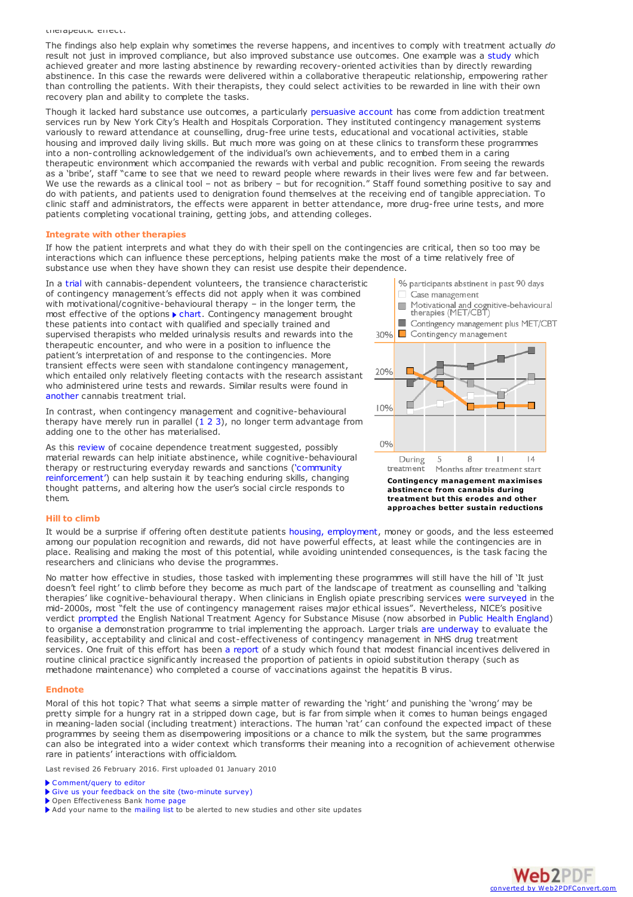therapeutic effect.

The findings also help explain why sometimes the reverse happens, and incentives to comply with treatment actually *do* result not just in improved compliance, but also improved substance use outcomes. One example was a study which achieved greater and more lasting abstinence by rewarding recovery-oriented activities than by directly rewarding abstinence. In this case the rewards were delivered within a collaborative therapeutic relationship, empowering rather than controlling the patients. With their therapists, they could select activities to be rewarded in line with their own recovery plan and ability to complete the tasks.

Though it lacked hard substance use outcomes, a particularly persuasive account has come from addiction treatment services run by New York City's Health and Hospitals Corporation. They instituted contingency management systems variously to reward attendance at counselling, drug-free urine tests, educational and vocational activities, stable housing and improved daily living skills. But much more was going on at these clinics to transform these programmes into a non-controlling acknowledgement of the individual's own achievements, and to embed them in a caring therapeutic environment which accompanied the rewards with verbal and public recognition. From seeing the rewards as a 'bribe', staff "came to see that we need to reward people where rewards in their lives were few and far between. We use the rewards as a clinical tool – not as bribery – but for recognition." Staff found something positive to say and do with patients, and patients used to denigration found themselves at the receiving end of tangible appreciation. To clinic staff and administrators, the effects were apparent in better attendance, more drug-free urine tests, and more patients completing vocational training, getting jobs, and attending colleges.

## Integrate with other therapies

If how the patient interprets and what they do with their spell on the contingencies are critical, then so too may be interactions which can influence these perceptions, helping patients make the most of a time relatively free of substance use when they have shown they can resist use despite their dependence.

In a trial with cannabis-dependent volunteers, the transience characteristic of contingency management's effects did not apply when it was combined with motivational/cognitive-behavioural therapy – in the longer term, the most effective of the options ▶ chart. Contingency management brought these patients into contact with qualified and specially trained and supervised therapists who melded urinalysis results and rewards into the therapeutic encounter, and who were in a position to influence the patient's interpretation of and response to the contingencies. More transient effects were seen with standalone contingency management, which entailed only relatively fleeting contacts with the research assistant who administered urine tests and rewards. Similar results were found in another cannabis treatment trial.

In contrast, when contingency management and cognitive-behavioural therapy have merely run in parallel (1 2 3), no longer term advantage from adding one to the other has materialised.

As this review of cocaine dependence treatment suggested, possibly material rewards can help initiate abstinence, while cognitive-behavioural therapy or restructuring everyday rewards and sanctions ('community reinforcement') can help sustain it by teaching enduring skills, changing thought patterns, and altering how the user's social circle responds to them.

% participants abstinent in past 90 days
Case management
Motivational and cognitive-behavioural therapies (MET/CBT)
Contingency management plus MET/CBT
Contingency management
30%
20%
10%
0%
During treatment
5
8
11
14
Months after treatment start

**Contingency management maximises abstinence from cannabis during treatment but this erodes and other approaches better sustain reductions**

## Hill to climb

It would be a surprise if offering often destitute patients housing, employment, money or goods, and the less esteemed among our population recognition and rewards, did not have powerful effects, at least while the contingencies are in place. Realising and making the most of this potential, while avoiding unintended consequences, is the task facing the researchers and clinicians who devise the programmes.

No matter how effective in studies, those tasked with implementing these programmes will still have the hill of 'It just doesn't feel right' to climb before they become as much part of the landscape of treatment as counselling and 'talking therapies' like cognitive-behavioural therapy. When clinicians in English opiate prescribing services were surveyed in the mid-2000s, most "felt the use of contingency management raises major ethical issues". Nevertheless, NICE's positive verdict prompted the English National Treatment Agency for Substance Misuse (now absorbed in Public Health England) to organise a demonstration programme to trial implementing the approach. Larger trials are underway to evaluate the feasibility, acceptability and clinical and cost-effectiveness of contingency management in NHS drug treatment services. One fruit of this effort has been a report of a study which found that modest financial incentives delivered in routine clinical practice significantly increased the proportion of patients in opioid substitution therapy (such as methadone maintenance) who completed a course of vaccinations against the hepatitis B virus.

## Endnote

Moral of this hot topic? That what seems a simple matter of rewarding the 'right' and punishing the 'wrong' may be pretty simple for a hungry rat in a stripped down cage, but is far from simple when it comes to human beings engaged in meaning-laden social (including treatment) interactions. The human 'rat' can confound the expected impact of these programmes by seeing them as disempowering impositions or a chance to milk the system, but the same programmes can also be integrated into a wider context which transforms their meaning into a recognition of achievement otherwise rare in patients' interactions with officialdom.

Last revised 26 February 2016. First uploaded 01 January 2010

- ▶ Comment/query to editor
- ▶ Give us your feedback on the site (two-minute survey)
- ▶ Open Effectiveness Bank home page
- ▶ Add your name to the mailing list to be alerted to new studies and other site updates